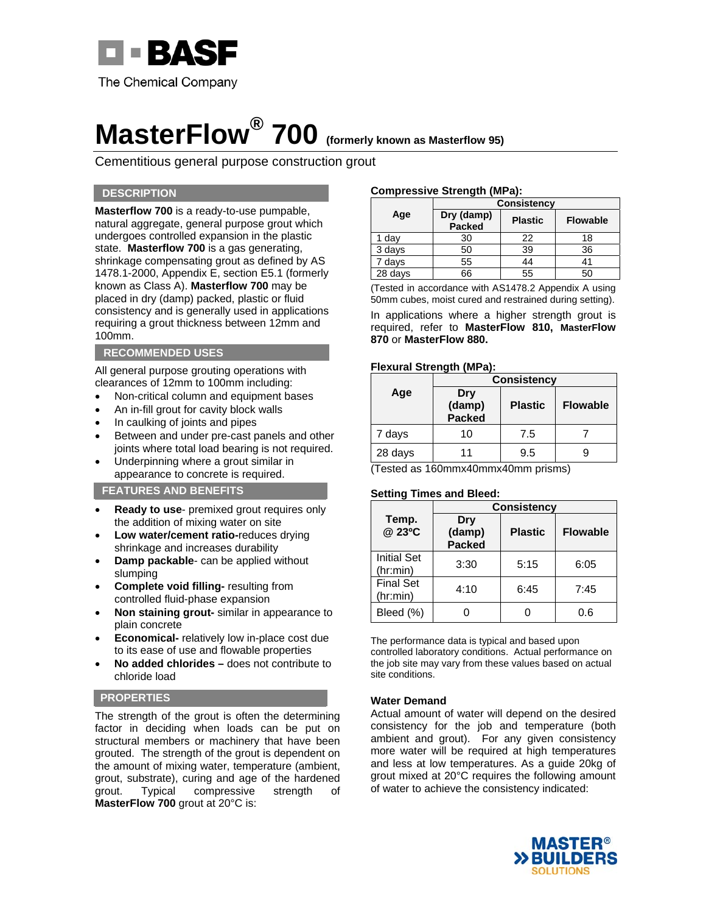BASF
The Chemical Company

# MasterFlow® 700 (formerly known as Masterflow 95)

Cementitious general purpose construction grout

## DESCRIPTION

**Masterflow 700** is a ready-to-use pumpable, natural aggregate, general purpose grout which undergoes controlled expansion in the plastic state. **Masterflow 700** is a gas generating, shrinkage compensating grout as defined by AS 1478.1-2000, Appendix E, section E5.1 (formerly known as Class A). **Masterflow 700** may be placed in dry (damp) packed, plastic or fluid consistency and is generally used in applications requiring a grout thickness between 12mm and 100mm.

## RECOMMENDED USES

All general purpose grouting operations with clearances of 12mm to 100mm including:

- Non-critical column and equipment bases
- An in-fill grout for cavity block walls
- In caulking of joints and pipes
- Between and under pre-cast panels and other joints where total load bearing is not required.
- Underpinning where a grout similar in appearance to concrete is required.

## FEATURES AND BENEFITS

- **Ready to use**- premixed grout requires only the addition of mixing water on site
- **Low water/cement ratio-**reduces drying shrinkage and increases durability
- **Damp packable**- can be applied without slumping
- **Complete void filling-** resulting from controlled fluid-phase expansion
- **Non staining grout-** similar in appearance to plain concrete
- **Economical-** relatively low in-place cost due to its ease of use and flowable properties
- **No added chlorides –** does not contribute to chloride load

## PROPERTIES

The strength of the grout is often the determining factor in deciding when loads can be put on structural members or machinery that have been grouted. The strength of the grout is dependent on the amount of mixing water, temperature (ambient, grout, substrate), curing and age of the hardened grout. Typical compressive strength of **MasterFlow 700** grout at 20°C is:

**Compressive Strength (MPa):**

| Age | Consistency | | |
|---|---|---|---|
| | Dry (damp) Packed | Plastic | Flowable |
| 1 day | 30 | 22 | 18 |
| 3 days | 50 | 39 | 36 |
| 7 days | 55 | 44 | 41 |
| 28 days | 66 | 55 | 50 |

(Tested in accordance with AS1478.2 Appendix A using 50mm cubes, moist cured and restrained during setting).

In applications where a higher strength grout is required, refer to **MasterFlow 810, MasterFlow 870** or **MasterFlow 880.**

**Flexural Strength (MPa):**

| Age | Consistency | | |
|---|---|---|---|
| | Dry (damp) Packed | Plastic | Flowable |
| 7 days | 10 | 7.5 | 7 |
| 28 days | 11 | 9.5 | 9 |

(Tested as 160mmx40mmx40mm prisms)

**Setting Times and Bleed:**

| Temp. @ 23ºC | Consistency | | |
|---|---|---|---|
| | Dry (damp) Packed | Plastic | Flowable |
| Initial Set (hr:min) | 3:30 | 5:15 | 6:05 |
| Final Set (hr:min) | 4:10 | 6:45 | 7:45 |
| Bleed (%) | 0 | 0 | 0.6 |

The performance data is typical and based upon controlled laboratory conditions. Actual performance on the job site may vary from these values based on actual site conditions.

**Water Demand**

Actual amount of water will depend on the desired consistency for the job and temperature (both ambient and grout). For any given consistency more water will be required at high temperatures and less at low temperatures. As a guide 20kg of grout mixed at 20°C requires the following amount of water to achieve the consistency indicated:

MASTER® BUILDERS SOLUTIONS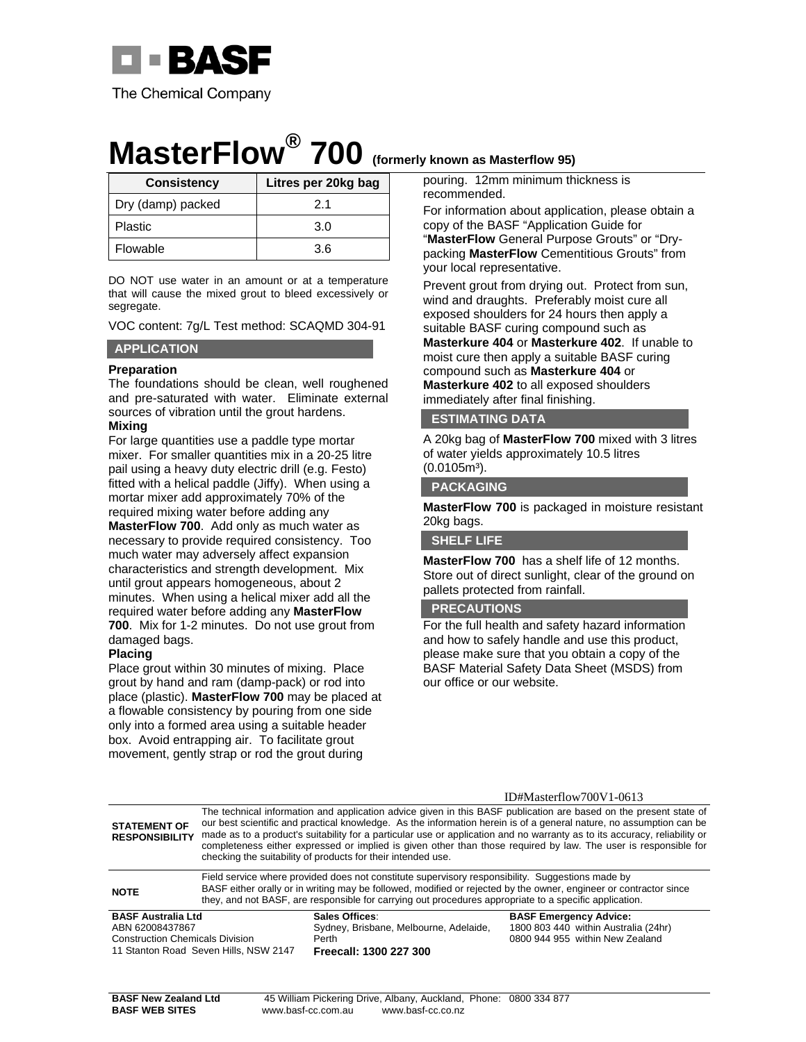**BASF**

The Chemical Company

# MasterFlow® 700 (formerly known as Masterflow 95)

| Consistency | Litres per 20kg bag |
|---|---|
| Dry (damp) packed | 2.1 |
| Plastic | 3.0 |
| Flowable | 3.6 |

DO NOT use water in an amount or at a temperature that will cause the mixed grout to bleed excessively or segregate.

VOC content: 7g/L Test method: SCAQMD 304-91

## APPLICATION

### Preparation

The foundations should be clean, well roughened and pre-saturated with water. Eliminate external sources of vibration until the grout hardens.

### Mixing

For large quantities use a paddle type mortar mixer. For smaller quantities mix in a 20-25 litre pail using a heavy duty electric drill (e.g. Festo) fitted with a helical paddle (Jiffy). When using a mortar mixer add approximately 70% of the required mixing water before adding any **MasterFlow 700**. Add only as much water as necessary to provide required consistency. Too much water may adversely affect expansion characteristics and strength development. Mix until grout appears homogeneous, about 2 minutes. When using a helical mixer add all the required water before adding any **MasterFlow 700**. Mix for 1-2 minutes. Do not use grout from damaged bags.

### Placing

Place grout within 30 minutes of mixing. Place grout by hand and ram (damp-pack) or rod into place (plastic). **MasterFlow 700** may be placed at a flowable consistency by pouring from one side only into a formed area using a suitable header box. Avoid entrapping air. To facilitate grout movement, gently strap or rod the grout during pouring. 12mm minimum thickness is recommended.

For information about application, please obtain a copy of the BASF "Application Guide for "**MasterFlow** General Purpose Grouts" or "Dry-packing **MasterFlow** Cementitious Grouts" from your local representative.

Prevent grout from drying out. Protect from sun, wind and draughts. Preferably moist cure all exposed shoulders for 24 hours then apply a suitable BASF curing compound such as **Masterkure 404** or **Masterkure 402**. If unable to moist cure then apply a suitable BASF curing compound such as **Masterkure 404** or **Masterkure 402** to all exposed shoulders immediately after final finishing.

## ESTIMATING DATA

A 20kg bag of **MasterFlow 700** mixed with 3 litres of water yields approximately 10.5 litres ($0.0105m^3$).

## PACKAGING

**MasterFlow 700** is packaged in moisture resistant 20kg bags.

## SHELF LIFE

**MasterFlow 700** has a shelf life of 12 months. Store out of direct sunlight, clear of the ground on pallets protected from rainfall.

## PRECAUTIONS

For the full health and safety hazard information and how to safely handle and use this product, please make sure that you obtain a copy of the BASF Material Safety Data Sheet (MSDS) from our office or our website.

ID#Masterflow700V1-0613

**STATEMENT OF RESPONSIBILITY** The technical information and application advice given in this BASF publication are based on the present state of our best scientific and practical knowledge. As the information herein is of a general nature, no assumption can be made as to a product's suitability for a particular use or application and no warranty as to its accuracy, reliability or completeness either expressed or implied is given other than those required by law. The user is responsible for checking the suitability of products for their intended use.

**NOTE** Field service where provided does not constitute supervisory responsibility. Suggestions made by BASF either orally or in writing may be followed, modified or rejected by the owner, engineer or contractor since they, and not BASF, are responsible for carrying out procedures appropriate to a specific application.

**BASF Australia Ltd**
ABN 62008437867
Construction Chemicals Division
11 Stanton Road Seven Hills, NSW 2147

**Sales Offices**:
Sydney, Brisbane, Melbourne, Adelaide, Perth
**Freecall: 1300 227 300**

**BASF Emergency Advice:**
1800 803 440 within Australia (24hr)
0800 944 955 within New Zealand

**BASF New Zealand Ltd** 45 William Pickering Drive, Albany, Auckland, Phone: 0800 334 877
**BASF WEB SITES** www.basf-cc.com.au www.basf-cc.co.nz